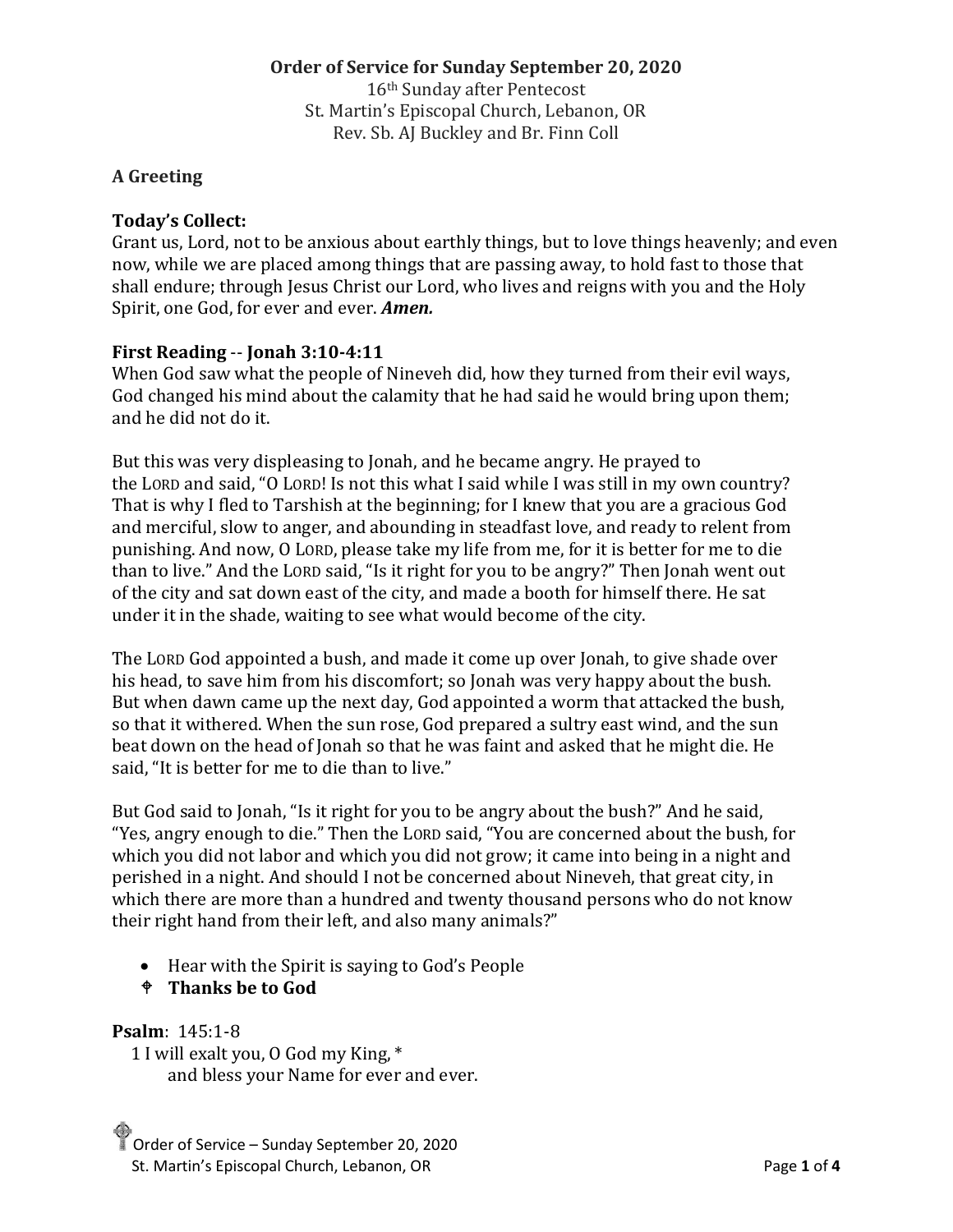**Order of Service for Sunday September 20, 2020**
16th Sunday after Pentecost
St. Martin's Episcopal Church, Lebanon, OR
Rev. Sb. AJ Buckley and Br. Finn Coll

**A Greeting**

**Today's Collect:**
Grant us, Lord, not to be anxious about earthly things, but to love things heavenly; and even now, while we are placed among things that are passing away, to hold fast to those that shall endure; through Jesus Christ our Lord, who lives and reigns with you and the Holy Spirit, one God, for ever and ever. ***Amen.***

**First Reading** -- **Jonah 3:10-4:11**
When God saw what the people of Nineveh did, how they turned from their evil ways, God changed his mind about the calamity that he had said he would bring upon them; and he did not do it.

But this was very displeasing to Jonah, and he became angry. He prayed to the LORD and said, "O LORD! Is not this what I said while I was still in my own country? That is why I fled to Tarshish at the beginning; for I knew that you are a gracious God and merciful, slow to anger, and abounding in steadfast love, and ready to relent from punishing. And now, O LORD, please take my life from me, for it is better for me to die than to live." And the LORD said, "Is it right for you to be angry?" Then Jonah went out of the city and sat down east of the city, and made a booth for himself there. He sat under it in the shade, waiting to see what would become of the city.

The LORD God appointed a bush, and made it come up over Jonah, to give shade over his head, to save him from his discomfort; so Jonah was very happy about the bush. But when dawn came up the next day, God appointed a worm that attacked the bush, so that it withered. When the sun rose, God prepared a sultry east wind, and the sun beat down on the head of Jonah so that he was faint and asked that he might die. He said, "It is better for me to die than to live."

But God said to Jonah, "Is it right for you to be angry about the bush?" And he said, "Yes, angry enough to die." Then the LORD said, "You are concerned about the bush, for which you did not labor and which you did not grow; it came into being in a night and perished in a night. And should I not be concerned about Nineveh, that great city, in which there are more than a hundred and twenty thousand persons who do not know their right hand from their left, and also many animals?"

- Hear with the Spirit is saying to God's People
- ✠ **Thanks be to God**

**Psalm**: 145:1-8
1 I will exalt you, O God my King, *
  and bless your Name for ever and ever.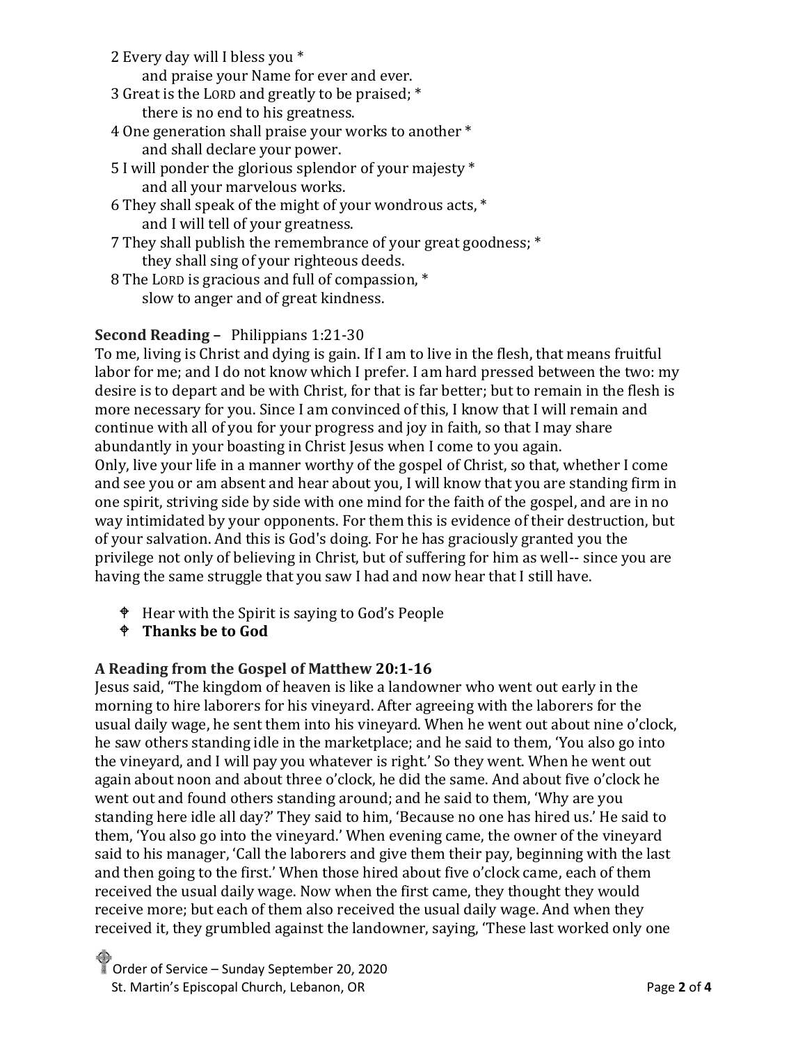2 Every day will I bless you *
  and praise your Name for ever and ever.
3 Great is the LORD and greatly to be praised; *
  there is no end to his greatness.
4 One generation shall praise your works to another *
  and shall declare your power.
5 I will ponder the glorious splendor of your majesty *
  and all your marvelous works.
6 They shall speak of the might of your wondrous acts, *
  and I will tell of your greatness.
7 They shall publish the remembrance of your great goodness; *
  they shall sing of your righteous deeds.
8 The LORD is gracious and full of compassion, *
  slow to anger and of great kindness.

**Second Reading –** Philippians 1:21-30

To me, living is Christ and dying is gain. If I am to live in the flesh, that means fruitful labor for me; and I do not know which I prefer. I am hard pressed between the two: my desire is to depart and be with Christ, for that is far better; but to remain in the flesh is more necessary for you. Since I am convinced of this, I know that I will remain and continue with all of you for your progress and joy in faith, so that I may share abundantly in your boasting in Christ Jesus when I come to you again.
Only, live your life in a manner worthy of the gospel of Christ, so that, whether I come and see you or am absent and hear about you, I will know that you are standing firm in one spirit, striving side by side with one mind for the faith of the gospel, and are in no way intimidated by your opponents. For them this is evidence of their destruction, but of your salvation. And this is God's doing. For he has graciously granted you the privilege not only of believing in Christ, but of suffering for him as well-- since you are having the same struggle that you saw I had and now hear that I still have.

- Hear with the Spirit is saying to God's People
- **Thanks be to God**

**A Reading from the Gospel of Matthew 20:1-16**

Jesus said, "The kingdom of heaven is like a landowner who went out early in the morning to hire laborers for his vineyard. After agreeing with the laborers for the usual daily wage, he sent them into his vineyard. When he went out about nine o'clock, he saw others standing idle in the marketplace; and he said to them, 'You also go into the vineyard, and I will pay you whatever is right.' So they went. When he went out again about noon and about three o'clock, he did the same. And about five o'clock he went out and found others standing around; and he said to them, 'Why are you standing here idle all day?' They said to him, 'Because no one has hired us.' He said to them, 'You also go into the vineyard.' When evening came, the owner of the vineyard said to his manager, 'Call the laborers and give them their pay, beginning with the last and then going to the first.' When those hired about five o'clock came, each of them received the usual daily wage. Now when the first came, they thought they would receive more; but each of them also received the usual daily wage. And when they received it, they grumbled against the landowner, saying, 'These last worked only one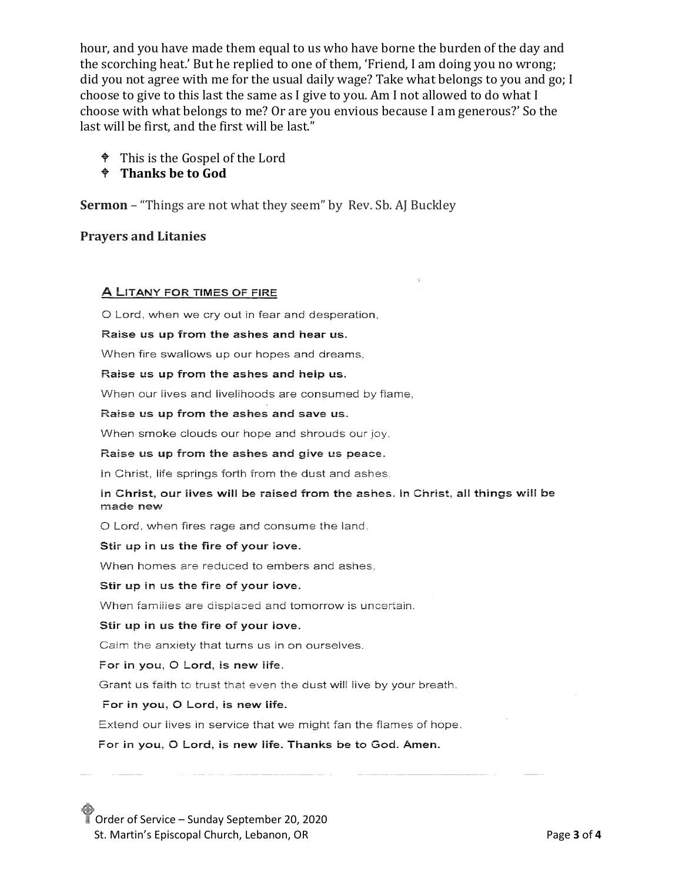hour, and you have made them equal to us who have borne the burden of the day and the scorching heat.' But he replied to one of them, 'Friend, I am doing you no wrong; did you not agree with me for the usual daily wage? Take what belongs to you and go; I choose to give to this last the same as I give to you. Am I not allowed to do what I choose with what belongs to me? Or are you envious because I am generous?' So the last will be first, and the first will be last."

- ✟ This is the Gospel of the Lord
- ✟ **Thanks be to God**

**Sermon** – "Things are not what they seem" by Rev. Sb. AJ Buckley

**Prayers and Litanies**

## A Litany for Times of Fire

O Lord, when we cry out in fear and desperation,

**Raise us up from the ashes and hear us.**

When fire swallows up our hopes and dreams,

**Raise us up from the ashes and help us.**

When our lives and livelihoods are consumed by flame,

**Raise us up from the ashes and save us.**

When smoke clouds our hope and shrouds our joy,

**Raise us up from the ashes and give us peace.**

In Christ, life springs forth from the dust and ashes.

**In Christ, our lives will be raised from the ashes. In Christ, all things will be made new**

O Lord, when fires rage and consume the land.

**Stir up in us the fire of your love.**

When homes are reduced to embers and ashes,

**Stir up in us the fire of your love.**

When families are displaced and tomorrow is uncertain.

**Stir up in us the fire of your love.**

Calm the anxiety that turns us in on ourselves.

**For in you, O Lord, is new life.**

Grant us faith to trust that even the dust will live by your breath.

**For in you, O Lord, is new life.**

Extend our lives in service that we might fan the flames of hope.

**For in you, O Lord, is new life. Thanks be to God. Amen.**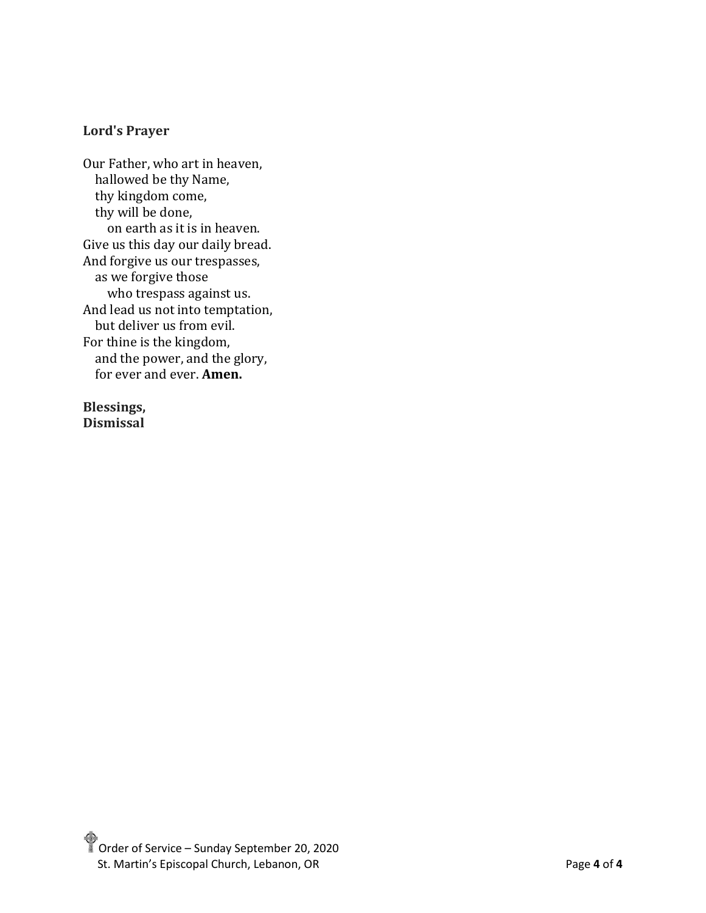**Lord's Prayer**

Our Father, who art in heaven,
   hallowed be thy Name,
   thy kingdom come,
   thy will be done,
      on earth as it is in heaven.
Give us this day our daily bread.
And forgive us our trespasses,
   as we forgive those
      who trespass against us.
And lead us not into temptation,
   but deliver us from evil.
For thine is the kingdom,
   and the power, and the glory,
   for ever and ever. **Amen.**

**Blessings,**
**Dismissal**